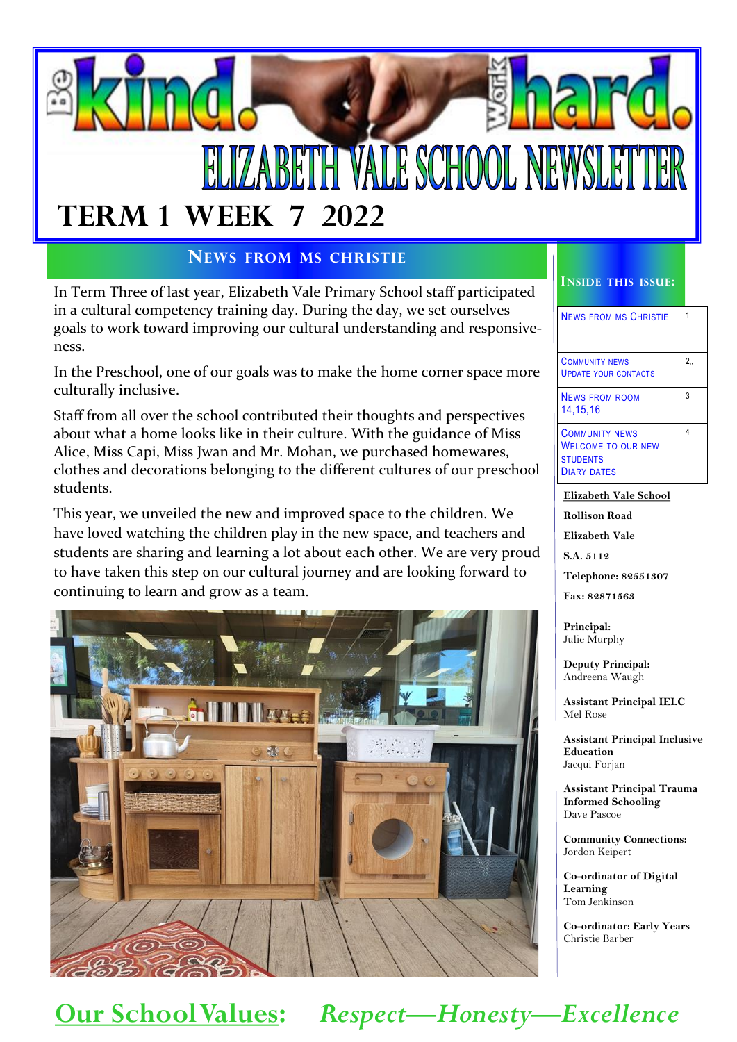# Be kind. Work hard.

# ELIZABETH VALE SCHOOL NEWSLETTER

## TERM 1 WEEK 7 2022

## News from Ms Christie

In Term Three of last year, Elizabeth Vale Primary School staff participated in a cultural competency training day. During the day, we set ourselves goals to work toward improving our cultural understanding and responsiveness.

In the Preschool, one of our goals was to make the home corner space more culturally inclusive.

Staff from all over the school contributed their thoughts and perspectives about what a home looks like in their culture. With the guidance of Miss Alice, Miss Capi, Miss Jwan and Mr. Mohan, we purchased homewares, clothes and decorations belonging to the different cultures of our preschool students.

This year, we unveiled the new and improved space to the children. We have loved watching the children play in the new space, and teachers and students are sharing and learning a lot about each other. We are very proud to have taken this step on our cultural journey and are looking forward to continuing to learn and grow as a team.

### Inside this issue:

| | |
|---|---|
| News from Ms Christie | 1 |
| Community News<br>Update your contacts | 2,, |
| News from Room 14,15,16 | 3 |
| Community News<br>Welcome to our new students<br>Diary Dates | 4 |

**Elizabeth Vale School**

**Rollison Road**

**Elizabeth Vale**

**S.A. 5112**

**Telephone: 82551307**

**Fax: 82871563**

**Principal:**
Julie Murphy

**Deputy Principal:**
Andreena Waugh

**Assistant Principal IELC**
Mel Rose

**Assistant Principal Inclusive Education**
Jacqui Forjan

**Assistant Principal Trauma Informed Schooling**
Dave Pascoe

**Community Connections:**
Jordon Keipert

**Co-ordinator of Digital Learning**
Tom Jenkinson

**Co-ordinator: Early Years**
Christie Barber

**Our School Values:** *Respect—Honesty—Excellence*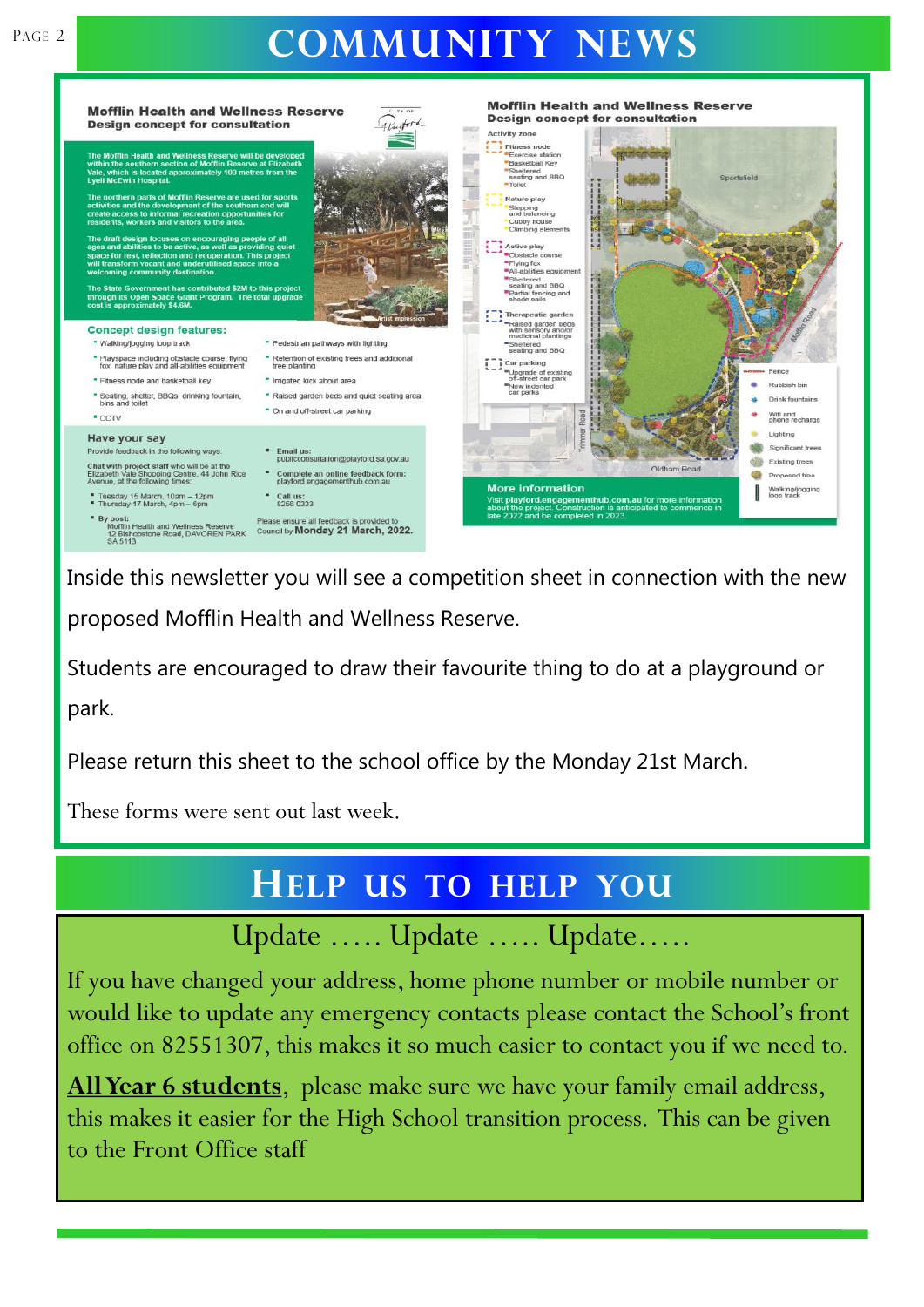# COMMUNITY NEWS

## Mofflin Health and Wellness Reserve
### Design concept for consultation

The Mofflin Health and Wellness Reserve will be developed within the southern section of Mofflin Reserve at Elizabeth Vale, which is located approximately 100 metres from the Lyell McEwin Hospital.

The northern parts of Mofflin Reserve are used for sports activities and the development of the southern end will create access to informal recreation opportunities for residents, workers and visitors to the area.

The draft design focuses on encouraging people of all ages and abilities to be active, as well as providing quiet space for rest, reflection and recuperation. This project will transform vacant and underutilised space into a welcoming community destination.

The State Government has contributed $2M to this project through its Open Space Grant Program. The total upgrade cost is approximately $4.6M.

Artist impression

**Concept design features:**

- Walking/jogging loop track
- Playspace including obstacle course, flying fox, nature play and all-abilities equipment
- Fitness node and basketball key
- Seating, shelter, BBQs, drinking fountain, bins and toilet
- CCTV
- Pedestrian pathways with lighting
- Retention of existing trees and additional tree planting
- Irrigated kick about area
- Raised garden beds and quiet seating area
- On and off-street car parking

**Have your say**

Provide feedback in the following ways:

Chat with project staff who will be at the Elizabeth Vale Shopping Centre, 44 John Rice Avenue, at the following times:

- Tuesday 15 March, 10am – 12pm
- Thursday 17 March, 4pm – 6pm

- By post: Mofflin Health and Wellness Reserve, 12 Bishopstone Road, DAVOREN PARK SA 5113
- Email us: publicconsultation@playford.sa.gov.au
- Complete an online feedback form: playford.engagementhub.com.au
- Call us: 8256 0333

Please ensure all feedback is provided to Council by **Monday 21 March, 2022.**

## Mofflin Health and Wellness Reserve
### Design concept for consultation

**Activity zone**

- Fitness node
  - Exercise station
  - Basketball Key
  - Sheltered seating and BBQ
  - Toilet
- Nature play
  - Stepping and balancing
  - Cubby house
  - Climbing elements
- Active play
  - Obstacle course
  - Flying fox
  - All-abilities equipment
  - Sheltered seating and BBQ
  - Partial fencing and shade sails
- Therapeutic garden
  - Raised garden beds with sensory and/or medicinal plantings
  - Sheltered seating and BBQ
- Car parking
  - Upgrade of existing off-street car park
  - New indented car parks

Sportsfield · Mofflin Road · Trimmer Road · Oldham Road

Legend: Fence · Rubbish bin · Drink fountains · Wifi and phone recharge · Lighting · Significant trees · Existing trees · Proposed tree · Walking/jogging loop track

**More information**

Visit playford.engagementhub.com.au for more information about the project. Construction is anticipated to commence in late 2022 and be completed in 2023.

Inside this newsletter you will see a competition sheet in connection with the new proposed Mofflin Health and Wellness Reserve.

Students are encouraged to draw their favourite thing to do at a playground or park.

Please return this sheet to the school office by the Monday 21st March.

These forms were sent out last week.

# HELP US TO HELP YOU

Update ….. Update ….. Update…..

If you have changed your address, home phone number or mobile number or would like to update any emergency contacts please contact the School's front office on 82551307, this makes it so much easier to contact you if we need to.

**All Year 6 students**, please make sure we have your family email address, this makes it easier for the High School transition process. This can be given to the Front Office staff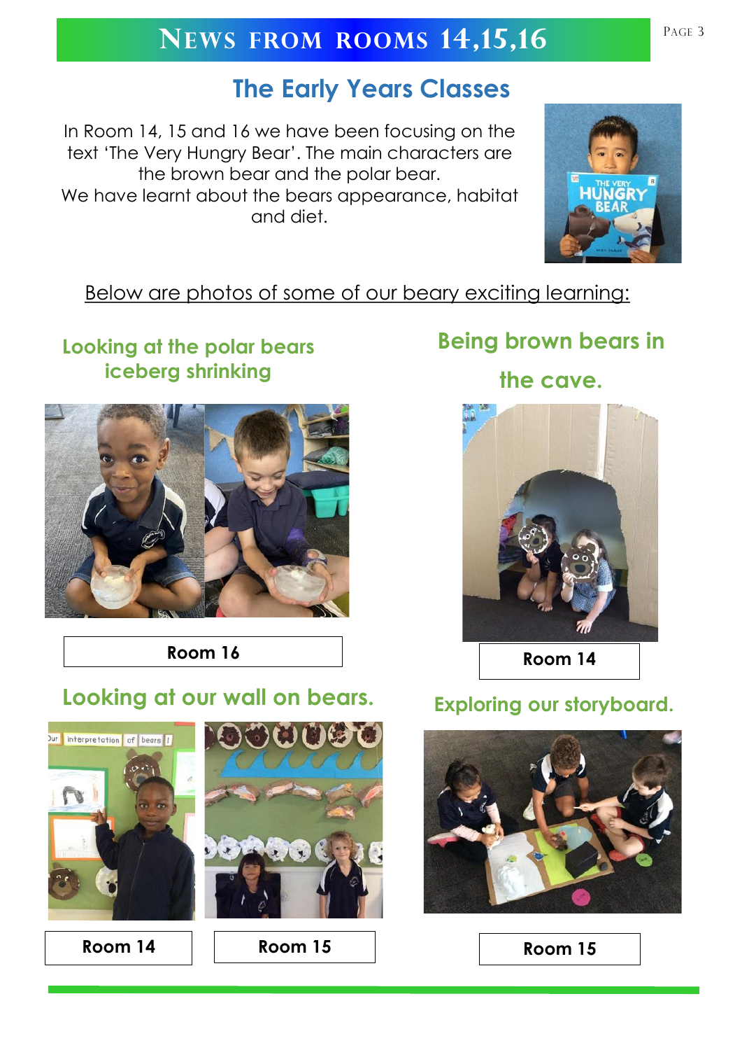# News from rooms 14,15,16

## The Early Years Classes

In Room 14, 15 and 16 we have been focusing on the text 'The Very Hungry Bear'. The main characters are the brown bear and the polar bear.
We have learnt about the bears appearance, habitat and diet.

Below are photos of some of our beary exciting learning:

### Looking at the polar bears iceberg shrinking

Room 16

### Being brown bears in the cave.

Room 14

### Looking at our wall on bears.

Room 14

Room 15

### Exploring our storyboard.

Room 15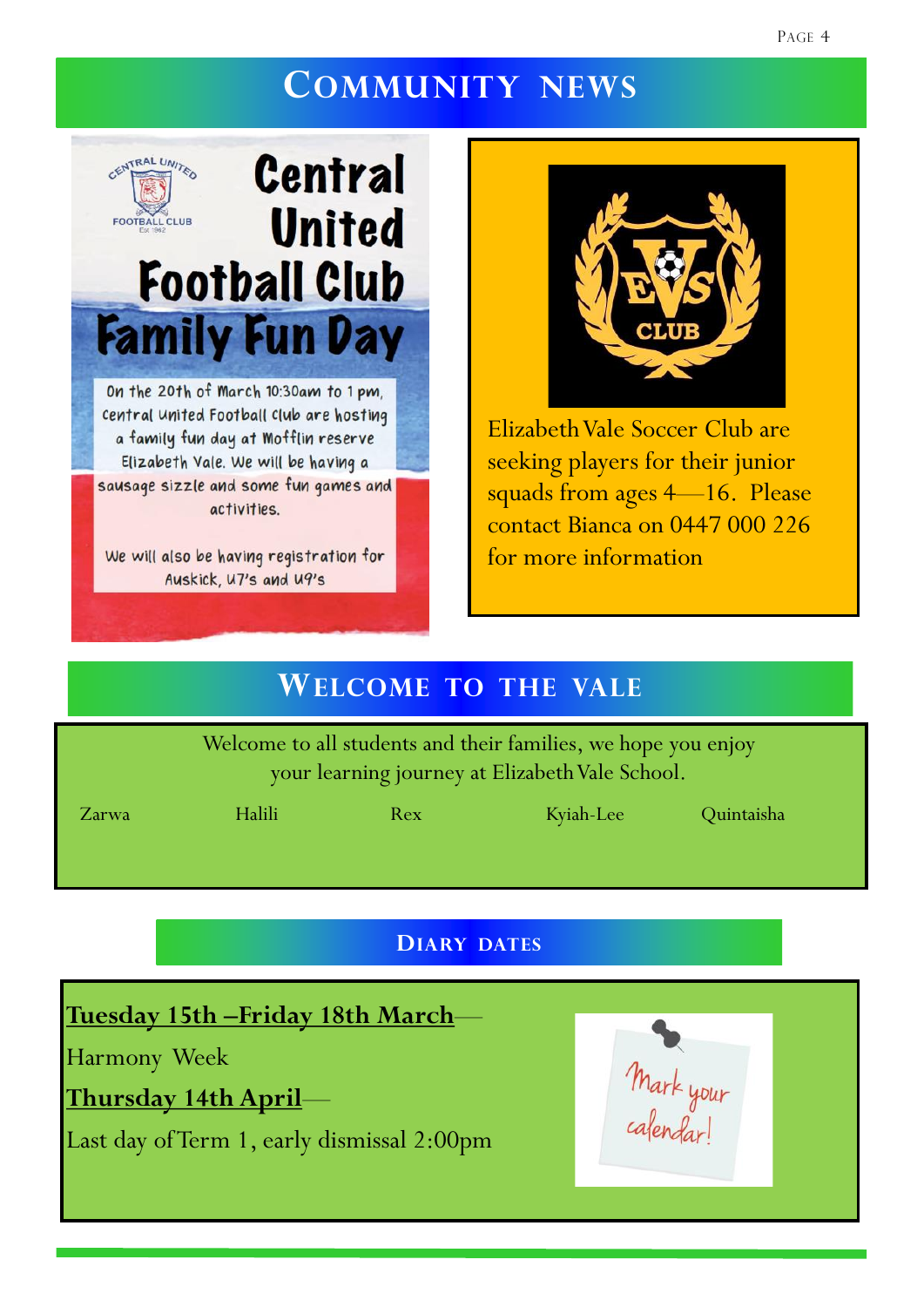# Community News

**Central United Football Club Family Fun Day**

On the 20th of March 10:30am to 1 pm, Central United Football Club are hosting a family fun day at Mofflin reserve Elizabeth Vale. We will be having a sausage sizzle and some fun games and activities.

We will also be having registration for Auskick, U7's and U9's

Elizabeth Vale Soccer Club are seeking players for their junior squads from ages 4—16. Please contact Bianca on 0447 000 226 for more information

# Welcome to the Vale

Welcome to all students and their families, we hope you enjoy your learning journey at Elizabeth Vale School.

Zarwa Halili Rex Kyiah-Lee Quintaisha

## Diary Dates

**Tuesday 15th –Friday 18th March**—

Harmony Week

**Thursday 14th April**—

Last day of Term 1, early dismissal 2:00pm

Mark your calendar!